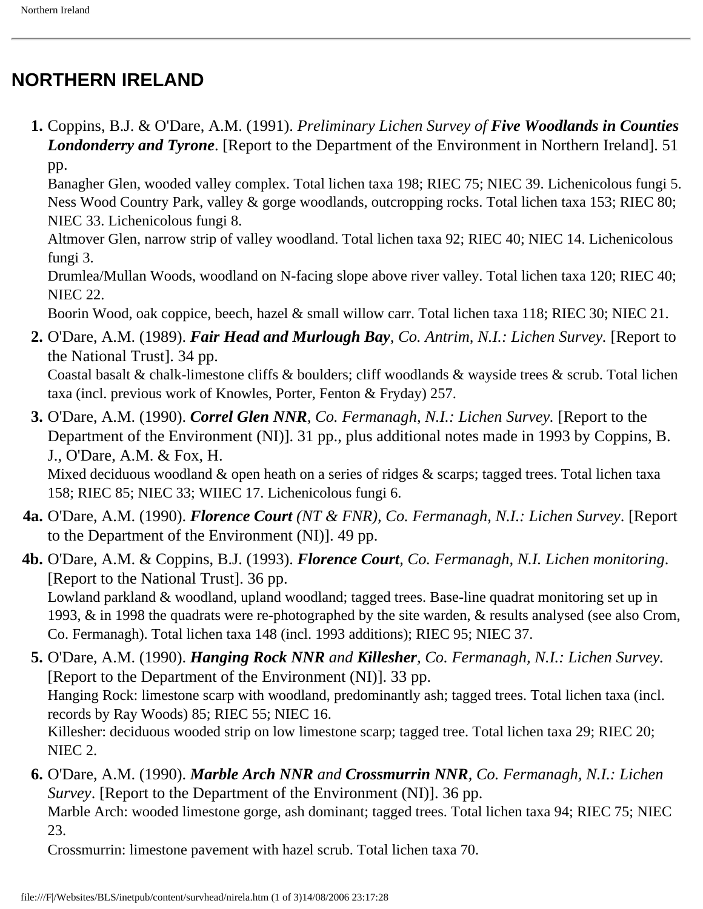# NORTHERN IRELAND

1. Coppins, B.J. & O'Dare, A.M. (1991). *Preliminary Lichen Survey of **Five Woodlands in Counties Londonderry and Tyrone***. [Report to the Department of the Environment in Northern Ireland]. 51 pp.
   Banagher Glen, wooded valley complex. Total lichen taxa 198; RIEC 75; NIEC 39. Lichenicolous fungi 5.
   Ness Wood Country Park, valley & gorge woodlands, outcropping rocks. Total lichen taxa 153; RIEC 80; NIEC 33. Lichenicolous fungi 8.
   Altmover Glen, narrow strip of valley woodland. Total lichen taxa 92; RIEC 40; NIEC 14. Lichenicolous fungi 3.
   Drumlea/Mullan Woods, woodland on N-facing slope above river valley. Total lichen taxa 120; RIEC 40; NIEC 22.
   Boorin Wood, oak coppice, beech, hazel & small willow carr. Total lichen taxa 118; RIEC 30; NIEC 21.

2. O'Dare, A.M. (1989). ***Fair Head and Murlough Bay**, Co. Antrim, N.I.: Lichen Survey.* [Report to the National Trust]. 34 pp.
   Coastal basalt & chalk-limestone cliffs & boulders; cliff woodlands & wayside trees & scrub. Total lichen taxa (incl. previous work of Knowles, Porter, Fenton & Fryday) 257.

3. O'Dare, A.M. (1990). ***Correl Glen NNR**, Co. Fermanagh, N.I.: Lichen Survey.* [Report to the Department of the Environment (NI)]. 31 pp., plus additional notes made in 1993 by Coppins, B. J., O'Dare, A.M. & Fox, H.
   Mixed deciduous woodland & open heath on a series of ridges & scarps; tagged trees. Total lichen taxa 158; RIEC 85; NIEC 33; WIIEC 17. Lichenicolous fungi 6.

**4a.** O'Dare, A.M. (1990). ***Florence Court** (NT & FNR), Co. Fermanagh, N.I.: Lichen Survey*. [Report to the Department of the Environment (NI)]. 49 pp.

**4b.** O'Dare, A.M. & Coppins, B.J. (1993). ***Florence Court**, Co. Fermanagh, N.I. Lichen monitoring*. [Report to the National Trust]. 36 pp.
   Lowland parkland & woodland, upland woodland; tagged trees. Base-line quadrat monitoring set up in 1993, & in 1998 the quadrats were re-photographed by the site warden, & results analysed (see also Crom, Co. Fermanagh). Total lichen taxa 148 (incl. 1993 additions); RIEC 95; NIEC 37.

5. O'Dare, A.M. (1990). ***Hanging Rock NNR** and **Killesher**, Co. Fermanagh, N.I.: Lichen Survey.* [Report to the Department of the Environment (NI)]. 33 pp.
   Hanging Rock: limestone scarp with woodland, predominantly ash; tagged trees. Total lichen taxa (incl. records by Ray Woods) 85; RIEC 55; NIEC 16.
   Killesher: deciduous wooded strip on low limestone scarp; tagged tree. Total lichen taxa 29; RIEC 20; NIEC 2.

6. O'Dare, A.M. (1990). ***Marble Arch NNR** and **Crossmurrin NNR**, Co. Fermanagh, N.I.: Lichen Survey*. [Report to the Department of the Environment (NI)]. 36 pp.
   Marble Arch: wooded limestone gorge, ash dominant; tagged trees. Total lichen taxa 94; RIEC 75; NIEC 23.
   Crossmurrin: limestone pavement with hazel scrub. Total lichen taxa 70.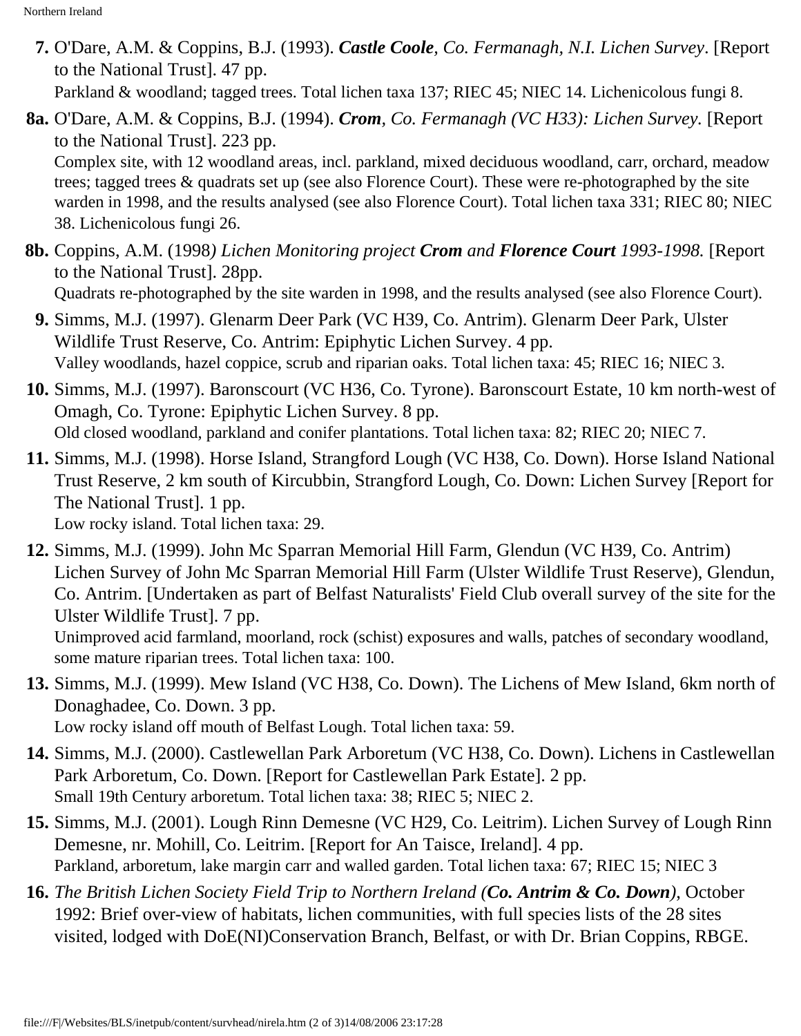**7.** O'Dare, A.M. & Coppins, B.J. (1993). ***Castle Coole****, Co. Fermanagh, N.I. Lichen Survey*. [Report to the National Trust]. 47 pp.
Parkland & woodland; tagged trees. Total lichen taxa 137; RIEC 45; NIEC 14. Lichenicolous fungi 8.

**8a.** O'Dare, A.M. & Coppins, B.J. (1994). ***Crom****, Co. Fermanagh (VC H33): Lichen Survey.* [Report to the National Trust]. 223 pp.
Complex site, with 12 woodland areas, incl. parkland, mixed deciduous woodland, carr, orchard, meadow trees; tagged trees & quadrats set up (see also Florence Court). These were re-photographed by the site warden in 1998, and the results analysed (see also Florence Court). Total lichen taxa 331; RIEC 80; NIEC 38. Lichenicolous fungi 26.

**8b.** Coppins, A.M. (1998*) Lichen Monitoring project* ***Crom*** *and* ***Florence Court*** *1993-1998.* [Report to the National Trust]. 28pp.
Quadrats re-photographed by the site warden in 1998, and the results analysed (see also Florence Court).

**9.** Simms, M.J. (1997). Glenarm Deer Park (VC H39, Co. Antrim). Glenarm Deer Park, Ulster Wildlife Trust Reserve, Co. Antrim: Epiphytic Lichen Survey. 4 pp.
Valley woodlands, hazel coppice, scrub and riparian oaks. Total lichen taxa: 45; RIEC 16; NIEC 3.

**10.** Simms, M.J. (1997). Baronscourt (VC H36, Co. Tyrone). Baronscourt Estate, 10 km north-west of Omagh, Co. Tyrone: Epiphytic Lichen Survey. 8 pp.
Old closed woodland, parkland and conifer plantations. Total lichen taxa: 82; RIEC 20; NIEC 7.

**11.** Simms, M.J. (1998). Horse Island, Strangford Lough (VC H38, Co. Down). Horse Island National Trust Reserve, 2 km south of Kircubbin, Strangford Lough, Co. Down: Lichen Survey [Report for The National Trust]. 1 pp.
Low rocky island. Total lichen taxa: 29.

**12.** Simms, M.J. (1999). John Mc Sparran Memorial Hill Farm, Glendun (VC H39, Co. Antrim) Lichen Survey of John Mc Sparran Memorial Hill Farm (Ulster Wildlife Trust Reserve), Glendun, Co. Antrim. [Undertaken as part of Belfast Naturalists' Field Club overall survey of the site for the Ulster Wildlife Trust]. 7 pp.
Unimproved acid farmland, moorland, rock (schist) exposures and walls, patches of secondary woodland, some mature riparian trees. Total lichen taxa: 100.

**13.** Simms, M.J. (1999). Mew Island (VC H38, Co. Down). The Lichens of Mew Island, 6km north of Donaghadee, Co. Down. 3 pp.
Low rocky island off mouth of Belfast Lough. Total lichen taxa: 59.

**14.** Simms, M.J. (2000). Castlewellan Park Arboretum (VC H38, Co. Down). Lichens in Castlewellan Park Arboretum, Co. Down. [Report for Castlewellan Park Estate]. 2 pp.
Small 19th Century arboretum. Total lichen taxa: 38; RIEC 5; NIEC 2.

**15.** Simms, M.J. (2001). Lough Rinn Demesne (VC H29, Co. Leitrim). Lichen Survey of Lough Rinn Demesne, nr. Mohill, Co. Leitrim. [Report for An Taisce, Ireland]. 4 pp.
Parkland, arboretum, lake margin carr and walled garden. Total lichen taxa: 67; RIEC 15; NIEC 3

**16.** *The British Lichen Society Field Trip to Northern Ireland (****Co. Antrim & Co. Down****)*, October 1992: Brief over-view of habitats, lichen communities, with full species lists of the 28 sites visited, lodged with DoE(NI)Conservation Branch, Belfast, or with Dr. Brian Coppins, RBGE.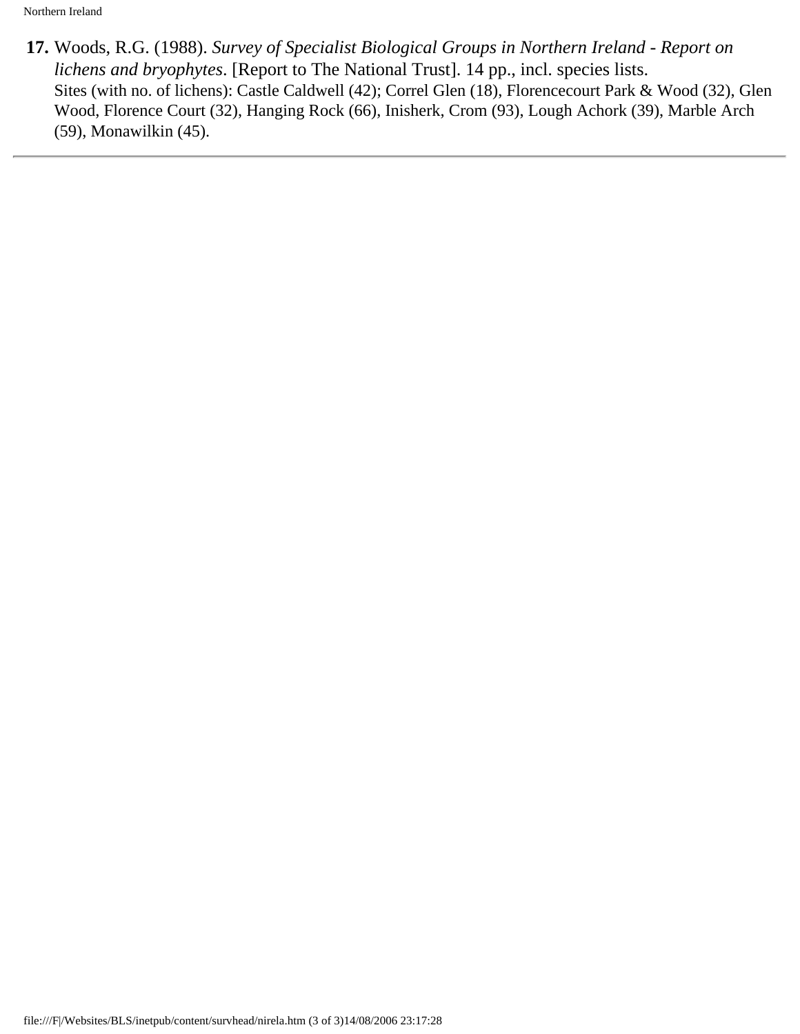17. Woods, R.G. (1988). *Survey of Specialist Biological Groups in Northern Ireland - Report on lichens and bryophytes*. [Report to The National Trust]. 14 pp., incl. species lists.
Sites (with no. of lichens): Castle Caldwell (42); Correl Glen (18), Florencecourt Park & Wood (32), Glen Wood, Florence Court (32), Hanging Rock (66), Inisherk, Crom (93), Lough Achork (39), Marble Arch (59), Monawilkin (45).

---